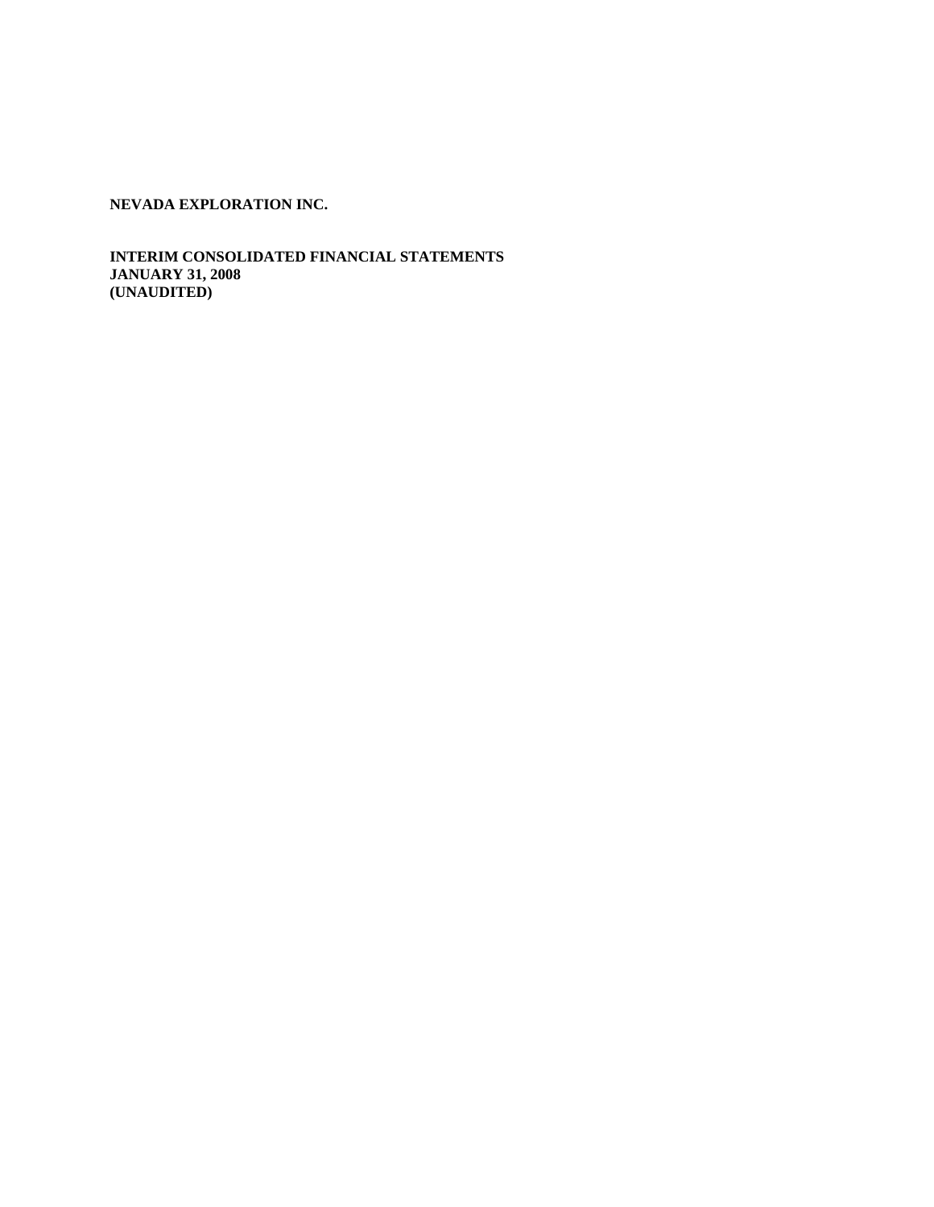**NEVADA EXPLORATION INC.**

**INTERIM CONSOLIDATED FINANCIAL STATEMENTS**
**JANUARY 31, 2008**
**(UNAUDITED)**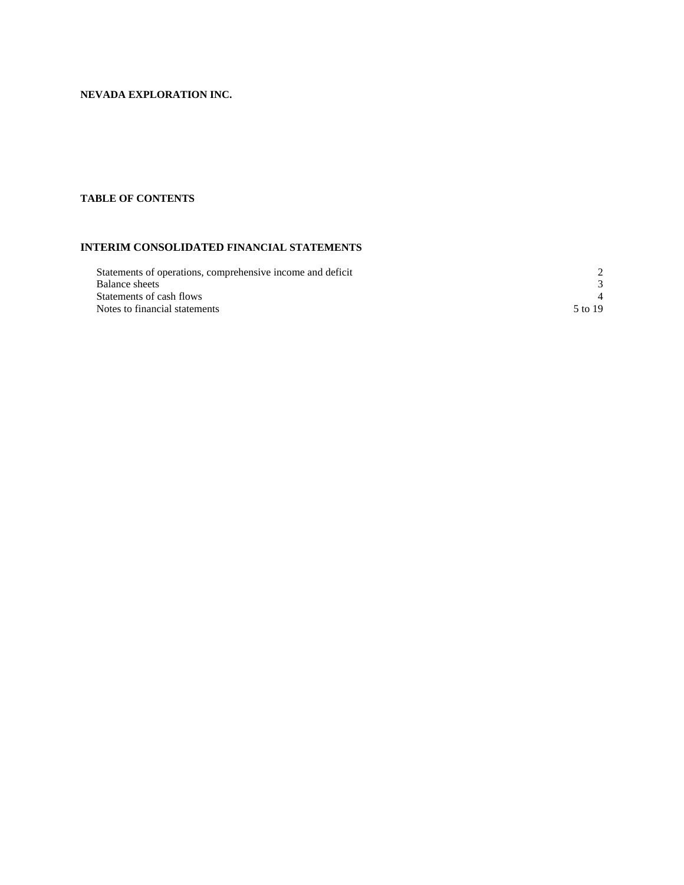**NEVADA EXPLORATION INC.**

**TABLE OF CONTENTS**

**INTERIM CONSOLIDATED FINANCIAL STATEMENTS**

| | |
|---|---|
| Statements of operations, comprehensive income and deficit | 2 |
| Balance sheets | 3 |
| Statements of cash flows | 4 |
| Notes to financial statements | 5 to 19 |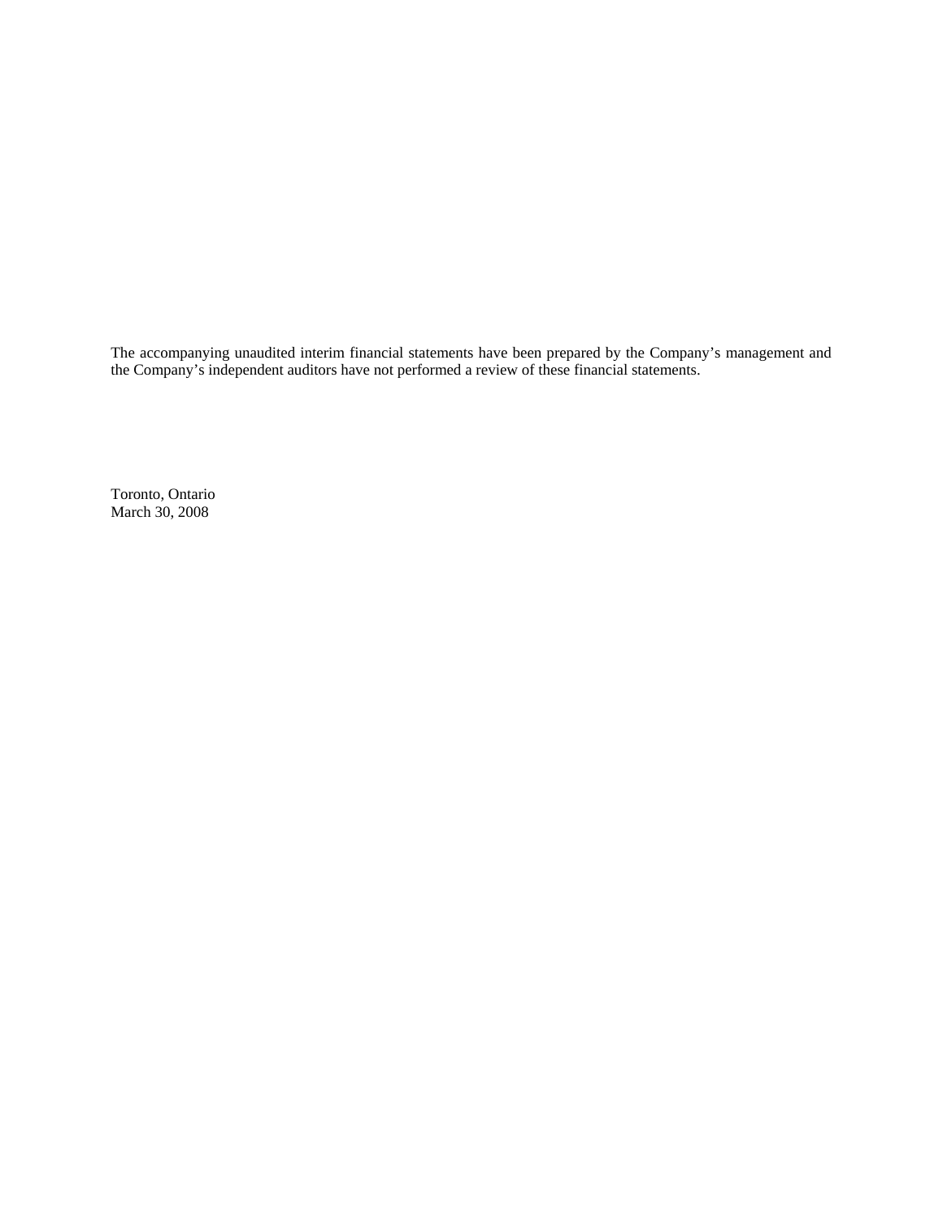The accompanying unaudited interim financial statements have been prepared by the Company's management and the Company's independent auditors have not performed a review of these financial statements.

Toronto, Ontario
March 30, 2008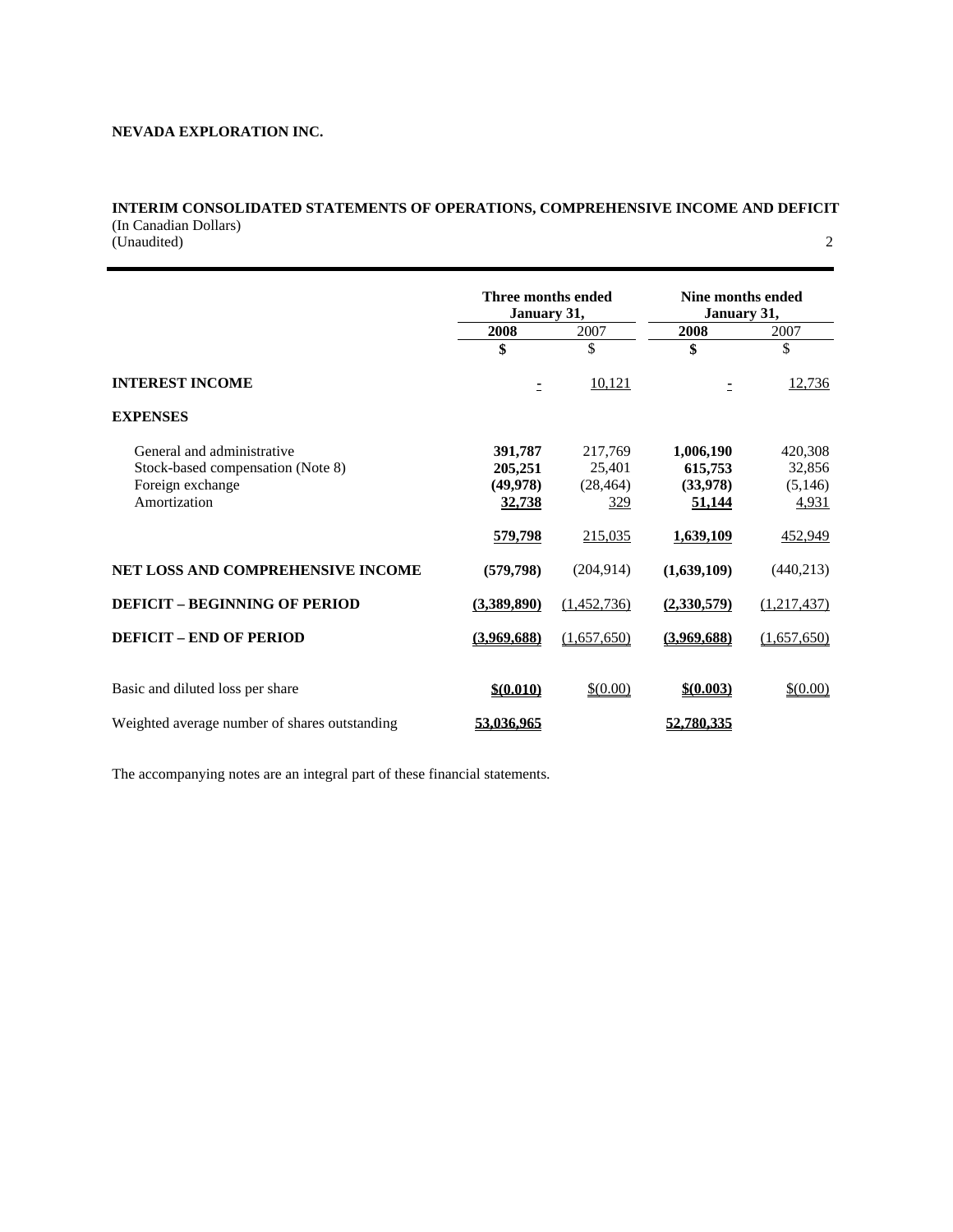**NEVADA EXPLORATION INC.**

**INTERIM CONSOLIDATED STATEMENTS OF OPERATIONS, COMPREHENSIVE INCOME AND DEFICIT**
(In Canadian Dollars)
(Unaudited)

| | Three months ended January 31, | | Nine months ended January 31, | |
|---|---|---|---|---|
| | **2008** | 2007 | **2008** | 2007 |
| | **$** | $ | **$** | $ |
| **INTEREST INCOME** | **-** | 10,121 | **-** | 12,736 |
| **EXPENSES** | | | | |
| General and administrative | **391,787** | 217,769 | **1,006,190** | 420,308 |
| Stock-based compensation (Note 8) | **205,251** | 25,401 | **615,753** | 32,856 |
| Foreign exchange | **(49,978)** | (28,464) | **(33,978)** | (5,146) |
| Amortization | **32,738** | 329 | **51,144** | 4,931 |
| | **579,798** | 215,035 | **1,639,109** | 452,949 |
| **NET LOSS AND COMPREHENSIVE INCOME** | **(579,798)** | (204,914) | **(1,639,109)** | (440,213) |
| **DEFICIT – BEGINNING OF PERIOD** | **(3,389,890)** | (1,452,736) | **(2,330,579)** | (1,217,437) |
| **DEFICIT – END OF PERIOD** | **(3,969,688)** | (1,657,650) | **(3,969,688)** | (1,657,650) |
| Basic and diluted loss per share | **$(0.010)** | $(0.00) | **$(0.003)** | $(0.00) |
| Weighted average number of shares outstanding | **53,036,965** | | **52,780,335** | |

The accompanying notes are an integral part of these financial statements.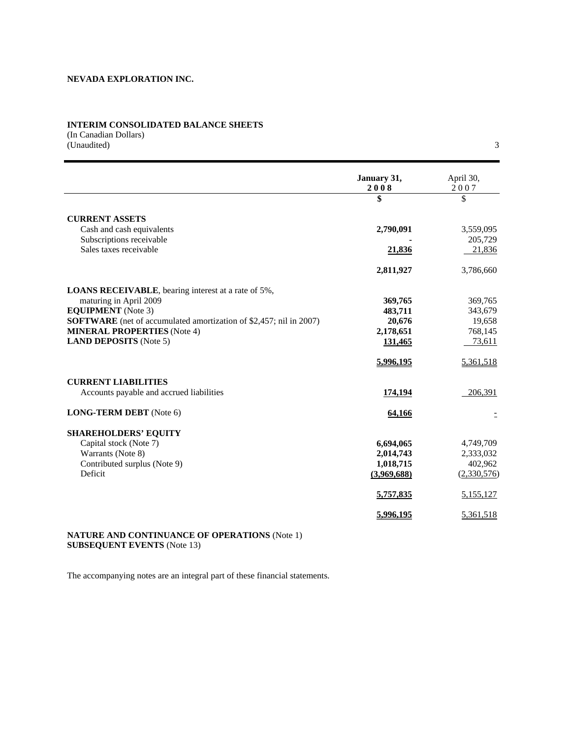**NEVADA EXPLORATION INC.**

**INTERIM CONSOLIDATED BALANCE SHEETS**
(In Canadian Dollars)
(Unaudited)

| | January 31, 2008 | April 30, 2007 |
|---|---|---|
| | **$** | $ |
| **CURRENT ASSETS** | | |
| Cash and cash equivalents | **2,790,091** | 3,559,095 |
| Subscriptions receivable | **-** | 205,729 |
| Sales taxes receivable | **21,836** | 21,836 |
| | **2,811,927** | 3,786,660 |
| **LOANS RECEIVABLE**, bearing interest at a rate of 5%, maturing in April 2009 | **369,765** | 369,765 |
| **EQUIPMENT** (Note 3) | **483,711** | 343,679 |
| **SOFTWARE** (net of accumulated amortization of $2,457; nil in 2007) | **20,676** | 19,658 |
| **MINERAL PROPERTIES** (Note 4) | **2,178,651** | 768,145 |
| **LAND DEPOSITS** (Note 5) | **131,465** | 73,611 |
| | **5,996,195** | 5,361,518 |
| **CURRENT LIABILITIES** | | |
| Accounts payable and accrued liabilities | **174,194** | 206,391 |
| **LONG-TERM DEBT** (Note 6) | **64,166** | - |
| **SHAREHOLDERS' EQUITY** | | |
| Capital stock (Note 7) | **6,694,065** | 4,749,709 |
| Warrants (Note 8) | **2,014,743** | 2,333,032 |
| Contributed surplus (Note 9) | **1,018,715** | 402,962 |
| Deficit | **(3,969,688)** | (2,330,576) |
| | **5,757,835** | 5,155,127 |
| | **5,996,195** | 5,361,518 |

**NATURE AND CONTINUANCE OF OPERATIONS** (Note 1)
**SUBSEQUENT EVENTS** (Note 13)

The accompanying notes are an integral part of these financial statements.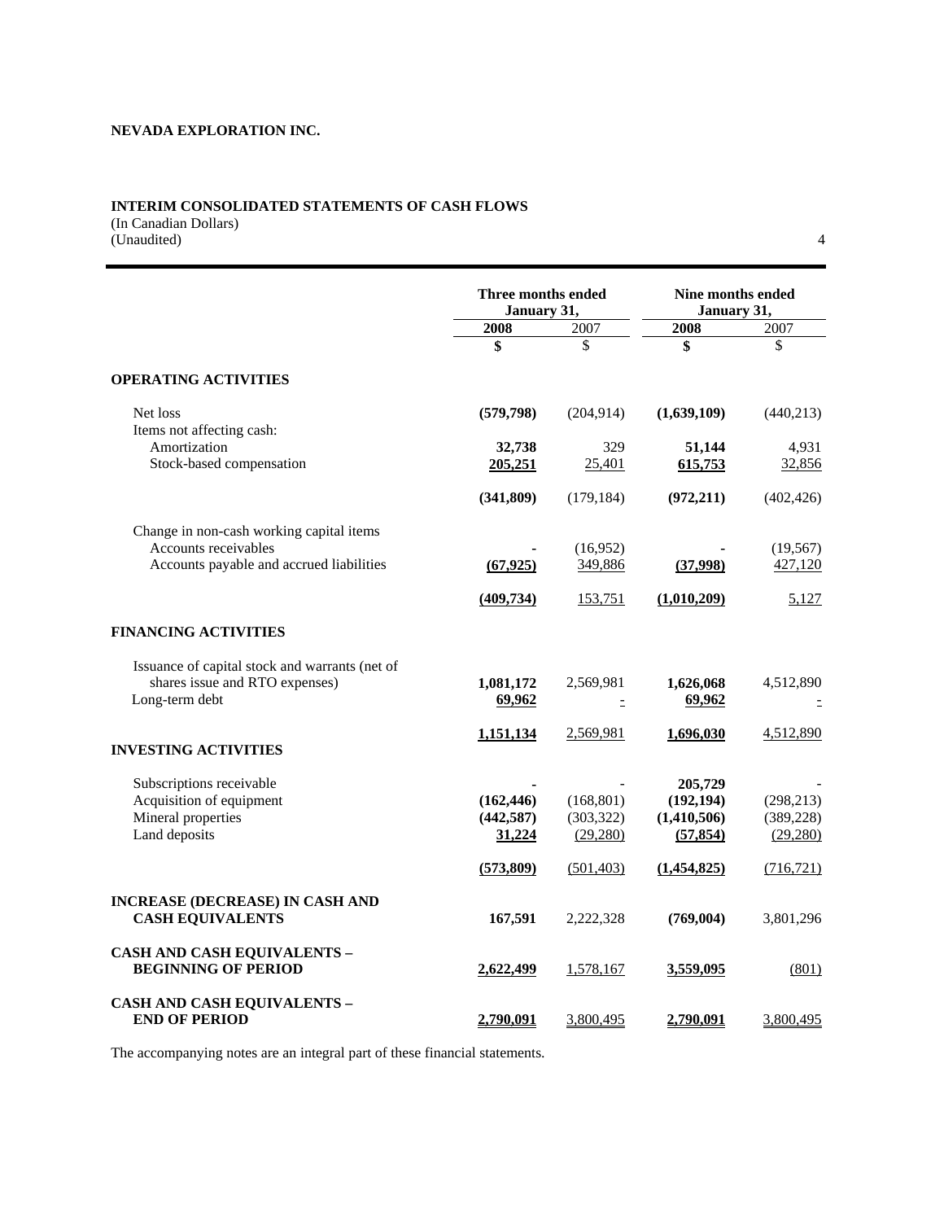**NEVADA EXPLORATION INC.**

**INTERIM CONSOLIDATED STATEMENTS OF CASH FLOWS**
(In Canadian Dollars)
(Unaudited)

| | Three months ended January 31, | | Nine months ended January 31, | |
|---|---|---|---|---|
| | **2008** | 2007 | **2008** | 2007 |
| | **$** | $ | **$** | $ |
| **OPERATING ACTIVITIES** | | | | |
| Net loss | **(579,798)** | (204,914) | **(1,639,109)** | (440,213) |
| Items not affecting cash: | | | | |
| Amortization | **32,738** | 329 | **51,144** | 4,931 |
| Stock-based compensation | **205,251** | 25,401 | **615,753** | 32,856 |
| | **(341,809)** | (179,184) | **(972,211)** | (402,426) |
| Change in non-cash working capital items | | | | |
| Accounts receivables | **-** | (16,952) | **-** | (19,567) |
| Accounts payable and accrued liabilities | **(67,925)** | 349,886 | **(37,998)** | 427,120 |
| | **(409,734)** | 153,751 | **(1,010,209)** | 5,127 |
| **FINANCING ACTIVITIES** | | | | |
| Issuance of capital stock and warrants (net of shares issue and RTO expenses) | **1,081,172** | 2,569,981 | **1,626,068** | 4,512,890 |
| Long-term debt | **69,962** | - | **69,962** | - |
| | **1,151,134** | 2,569,981 | **1,696,030** | 4,512,890 |
| **INVESTING ACTIVITIES** | | | | |
| Subscriptions receivable | **-** | - | **205,729** | - |
| Acquisition of equipment | **(162,446)** | (168,801) | **(192,194)** | (298,213) |
| Mineral properties | **(442,587)** | (303,322) | **(1,410,506)** | (389,228) |
| Land deposits | **31,224** | (29,280) | **(57,854)** | (29,280) |
| | **(573,809)** | (501,403) | **(1,454,825)** | (716,721) |
| **INCREASE (DECREASE) IN CASH AND CASH EQUIVALENTS** | **167,591** | 2,222,328 | **(769,004)** | 3,801,296 |
| **CASH AND CASH EQUIVALENTS – BEGINNING OF PERIOD** | **2,622,499** | 1,578,167 | **3,559,095** | (801) |
| **CASH AND CASH EQUIVALENTS – END OF PERIOD** | **2,790,091** | 3,800,495 | **2,790,091** | 3,800,495 |

The accompanying notes are an integral part of these financial statements.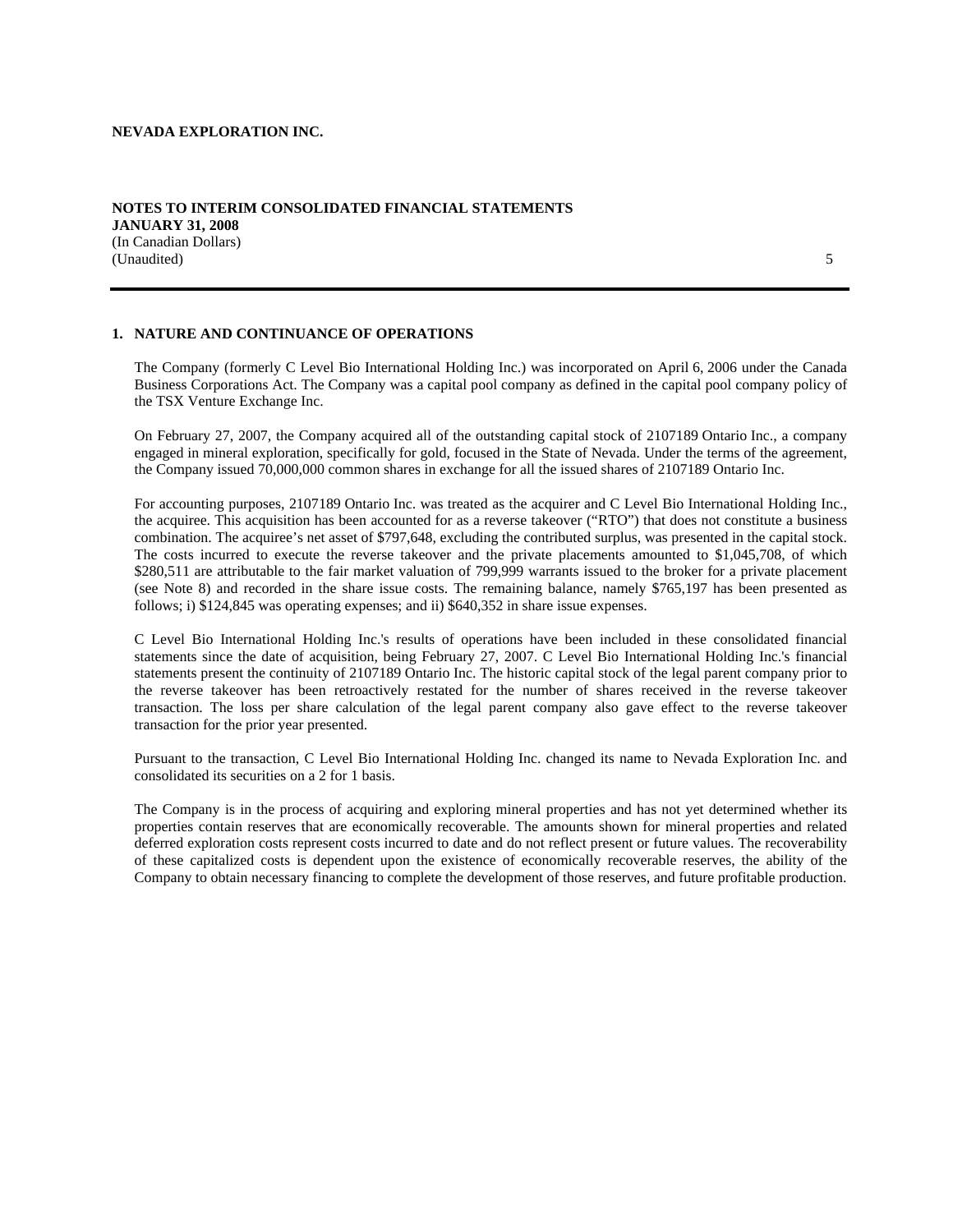**NEVADA EXPLORATION INC.**

**NOTES TO INTERIM CONSOLIDATED FINANCIAL STATEMENTS**
**JANUARY 31, 2008**
(In Canadian Dollars)
(Unaudited)

## 1. NATURE AND CONTINUANCE OF OPERATIONS

The Company (formerly C Level Bio International Holding Inc.) was incorporated on April 6, 2006 under the Canada Business Corporations Act. The Company was a capital pool company as defined in the capital pool company policy of the TSX Venture Exchange Inc.

On February 27, 2007, the Company acquired all of the outstanding capital stock of 2107189 Ontario Inc., a company engaged in mineral exploration, specifically for gold, focused in the State of Nevada. Under the terms of the agreement, the Company issued 70,000,000 common shares in exchange for all the issued shares of 2107189 Ontario Inc.

For accounting purposes, 2107189 Ontario Inc. was treated as the acquirer and C Level Bio International Holding Inc., the acquiree. This acquisition has been accounted for as a reverse takeover ("RTO") that does not constitute a business combination. The acquiree's net asset of $797,648, excluding the contributed surplus, was presented in the capital stock. The costs incurred to execute the reverse takeover and the private placements amounted to $1,045,708, of which $280,511 are attributable to the fair market valuation of 799,999 warrants issued to the broker for a private placement (see Note 8) and recorded in the share issue costs. The remaining balance, namely $765,197 has been presented as follows; i) $124,845 was operating expenses; and ii) $640,352 in share issue expenses.

C Level Bio International Holding Inc.'s results of operations have been included in these consolidated financial statements since the date of acquisition, being February 27, 2007. C Level Bio International Holding Inc.'s financial statements present the continuity of 2107189 Ontario Inc. The historic capital stock of the legal parent company prior to the reverse takeover has been retroactively restated for the number of shares received in the reverse takeover transaction. The loss per share calculation of the legal parent company also gave effect to the reverse takeover transaction for the prior year presented.

Pursuant to the transaction, C Level Bio International Holding Inc. changed its name to Nevada Exploration Inc. and consolidated its securities on a 2 for 1 basis.

The Company is in the process of acquiring and exploring mineral properties and has not yet determined whether its properties contain reserves that are economically recoverable. The amounts shown for mineral properties and related deferred exploration costs represent costs incurred to date and do not reflect present or future values. The recoverability of these capitalized costs is dependent upon the existence of economically recoverable reserves, the ability of the Company to obtain necessary financing to complete the development of those reserves, and future profitable production.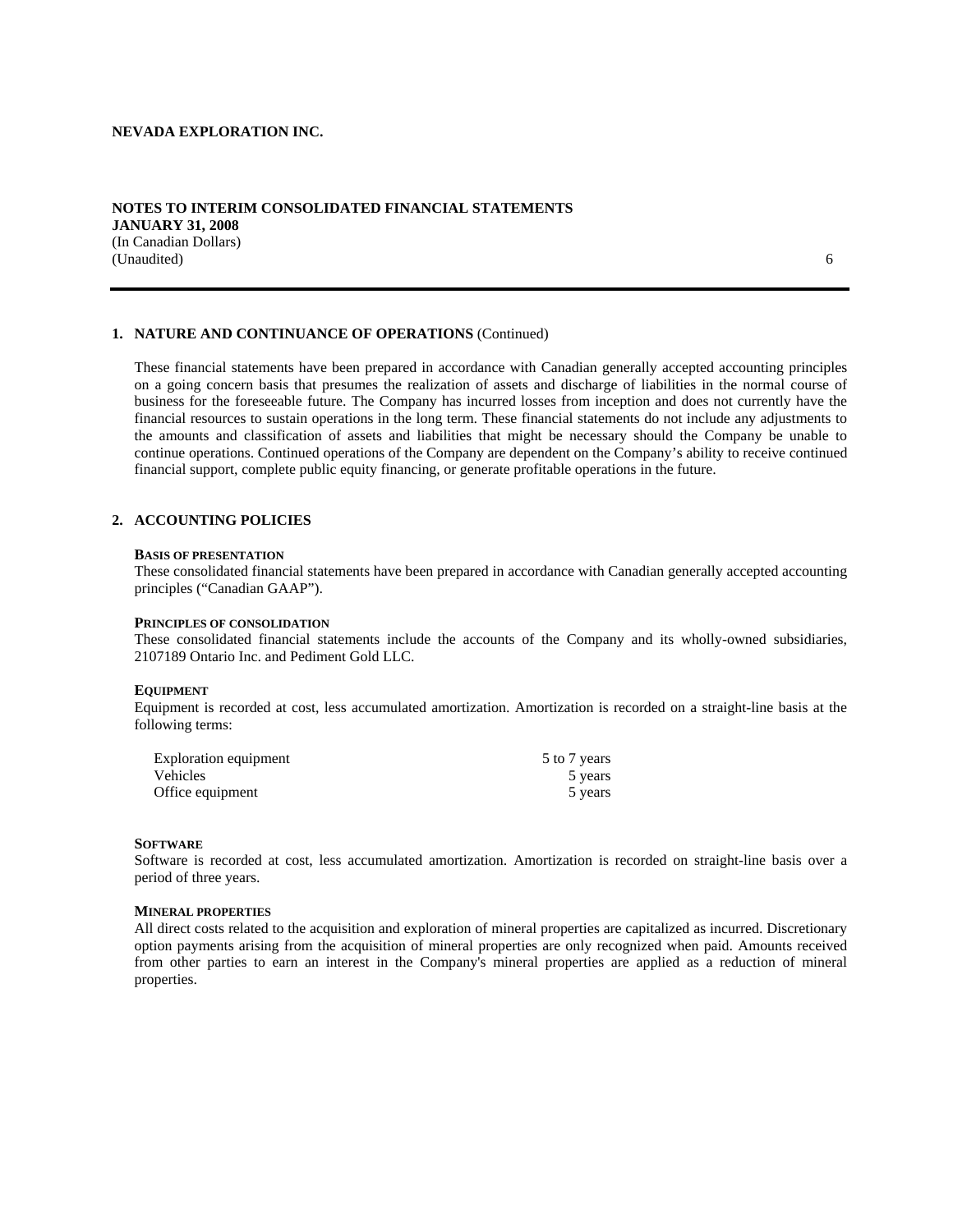## 1. NATURE AND CONTINUANCE OF OPERATIONS (Continued)

These financial statements have been prepared in accordance with Canadian generally accepted accounting principles on a going concern basis that presumes the realization of assets and discharge of liabilities in the normal course of business for the foreseeable future. The Company has incurred losses from inception and does not currently have the financial resources to sustain operations in the long term. These financial statements do not include any adjustments to the amounts and classification of assets and liabilities that might be necessary should the Company be unable to continue operations. Continued operations of the Company are dependent on the Company's ability to receive continued financial support, complete public equity financing, or generate profitable operations in the future.

## 2. ACCOUNTING POLICIES

### Basis of presentation

These consolidated financial statements have been prepared in accordance with Canadian generally accepted accounting principles ("Canadian GAAP").

### Principles of consolidation

These consolidated financial statements include the accounts of the Company and its wholly-owned subsidiaries, 2107189 Ontario Inc. and Pediment Gold LLC.

### Equipment

Equipment is recorded at cost, less accumulated amortization. Amortization is recorded on a straight-line basis at the following terms:

| | |
|---|---|
| Exploration equipment | 5 to 7 years |
| Vehicles | 5 years |
| Office equipment | 5 years |

### Software

Software is recorded at cost, less accumulated amortization. Amortization is recorded on straight-line basis over a period of three years.

### Mineral properties

All direct costs related to the acquisition and exploration of mineral properties are capitalized as incurred. Discretionary option payments arising from the acquisition of mineral properties are only recognized when paid. Amounts received from other parties to earn an interest in the Company's mineral properties are applied as a reduction of mineral properties.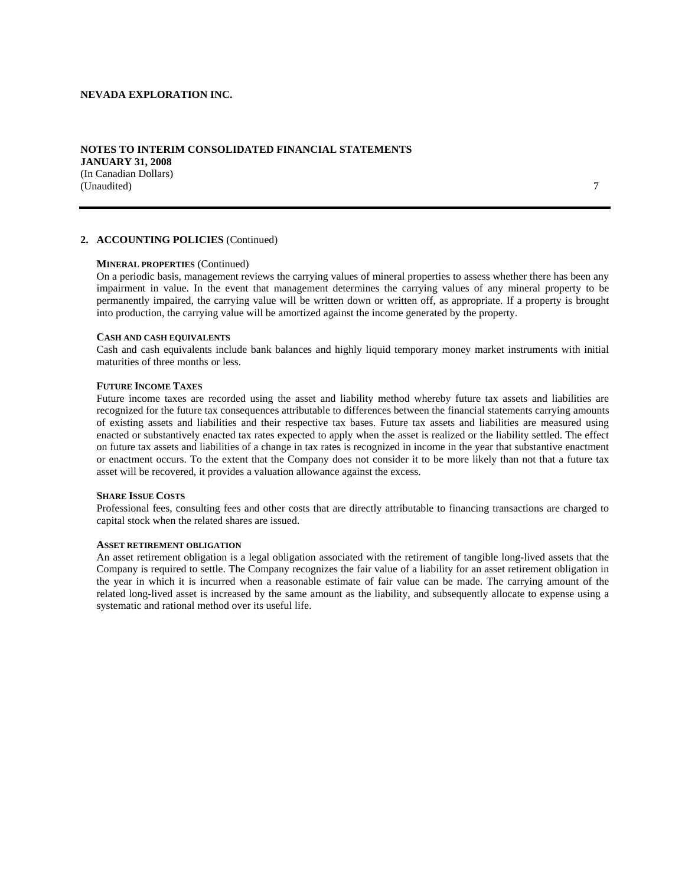**NEVADA EXPLORATION INC.**

**NOTES TO INTERIM CONSOLIDATED FINANCIAL STATEMENTS**
**JANUARY 31, 2008**
(In Canadian Dollars)
(Unaudited)

## 2. ACCOUNTING POLICIES (Continued)

**MINERAL PROPERTIES** (Continued)

On a periodic basis, management reviews the carrying values of mineral properties to assess whether there has been any impairment in value. In the event that management determines the carrying values of any mineral property to be permanently impaired, the carrying value will be written down or written off, as appropriate. If a property is brought into production, the carrying value will be amortized against the income generated by the property.

**CASH AND CASH EQUIVALENTS**

Cash and cash equivalents include bank balances and highly liquid temporary money market instruments with initial maturities of three months or less.

**FUTURE INCOME TAXES**

Future income taxes are recorded using the asset and liability method whereby future tax assets and liabilities are recognized for the future tax consequences attributable to differences between the financial statements carrying amounts of existing assets and liabilities and their respective tax bases. Future tax assets and liabilities are measured using enacted or substantively enacted tax rates expected to apply when the asset is realized or the liability settled. The effect on future tax assets and liabilities of a change in tax rates is recognized in income in the year that substantive enactment or enactment occurs. To the extent that the Company does not consider it to be more likely than not that a future tax asset will be recovered, it provides a valuation allowance against the excess.

**SHARE ISSUE COSTS**

Professional fees, consulting fees and other costs that are directly attributable to financing transactions are charged to capital stock when the related shares are issued.

**ASSET RETIREMENT OBLIGATION**

An asset retirement obligation is a legal obligation associated with the retirement of tangible long-lived assets that the Company is required to settle. The Company recognizes the fair value of a liability for an asset retirement obligation in the year in which it is incurred when a reasonable estimate of fair value can be made. The carrying amount of the related long-lived asset is increased by the same amount as the liability, and subsequently allocate to expense using a systematic and rational method over its useful life.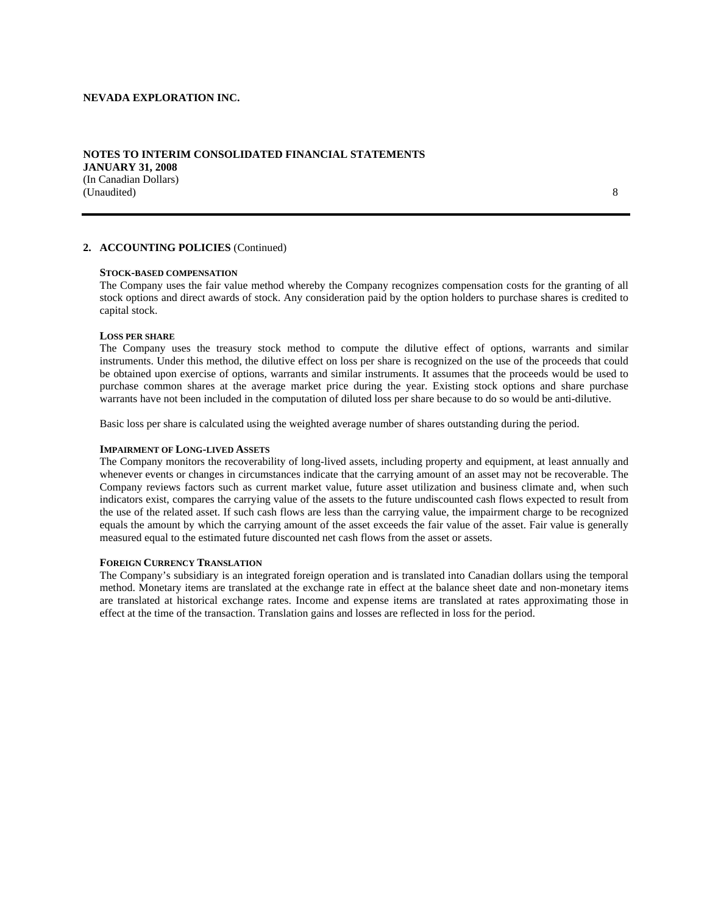**NEVADA EXPLORATION INC.**

**NOTES TO INTERIM CONSOLIDATED FINANCIAL STATEMENTS**
**JANUARY 31, 2008**
(In Canadian Dollars)
(Unaudited)

## 2. ACCOUNTING POLICIES (Continued)

**STOCK-BASED COMPENSATION**

The Company uses the fair value method whereby the Company recognizes compensation costs for the granting of all stock options and direct awards of stock. Any consideration paid by the option holders to purchase shares is credited to capital stock.

**LOSS PER SHARE**

The Company uses the treasury stock method to compute the dilutive effect of options, warrants and similar instruments. Under this method, the dilutive effect on loss per share is recognized on the use of the proceeds that could be obtained upon exercise of options, warrants and similar instruments. It assumes that the proceeds would be used to purchase common shares at the average market price during the year. Existing stock options and share purchase warrants have not been included in the computation of diluted loss per share because to do so would be anti-dilutive.

Basic loss per share is calculated using the weighted average number of shares outstanding during the period.

**IMPAIRMENT OF LONG-LIVED ASSETS**

The Company monitors the recoverability of long-lived assets, including property and equipment, at least annually and whenever events or changes in circumstances indicate that the carrying amount of an asset may not be recoverable. The Company reviews factors such as current market value, future asset utilization and business climate and, when such indicators exist, compares the carrying value of the assets to the future undiscounted cash flows expected to result from the use of the related asset. If such cash flows are less than the carrying value, the impairment charge to be recognized equals the amount by which the carrying amount of the asset exceeds the fair value of the asset. Fair value is generally measured equal to the estimated future discounted net cash flows from the asset or assets.

**FOREIGN CURRENCY TRANSLATION**

The Company's subsidiary is an integrated foreign operation and is translated into Canadian dollars using the temporal method. Monetary items are translated at the exchange rate in effect at the balance sheet date and non-monetary items are translated at historical exchange rates. Income and expense items are translated at rates approximating those in effect at the time of the transaction. Translation gains and losses are reflected in loss for the period.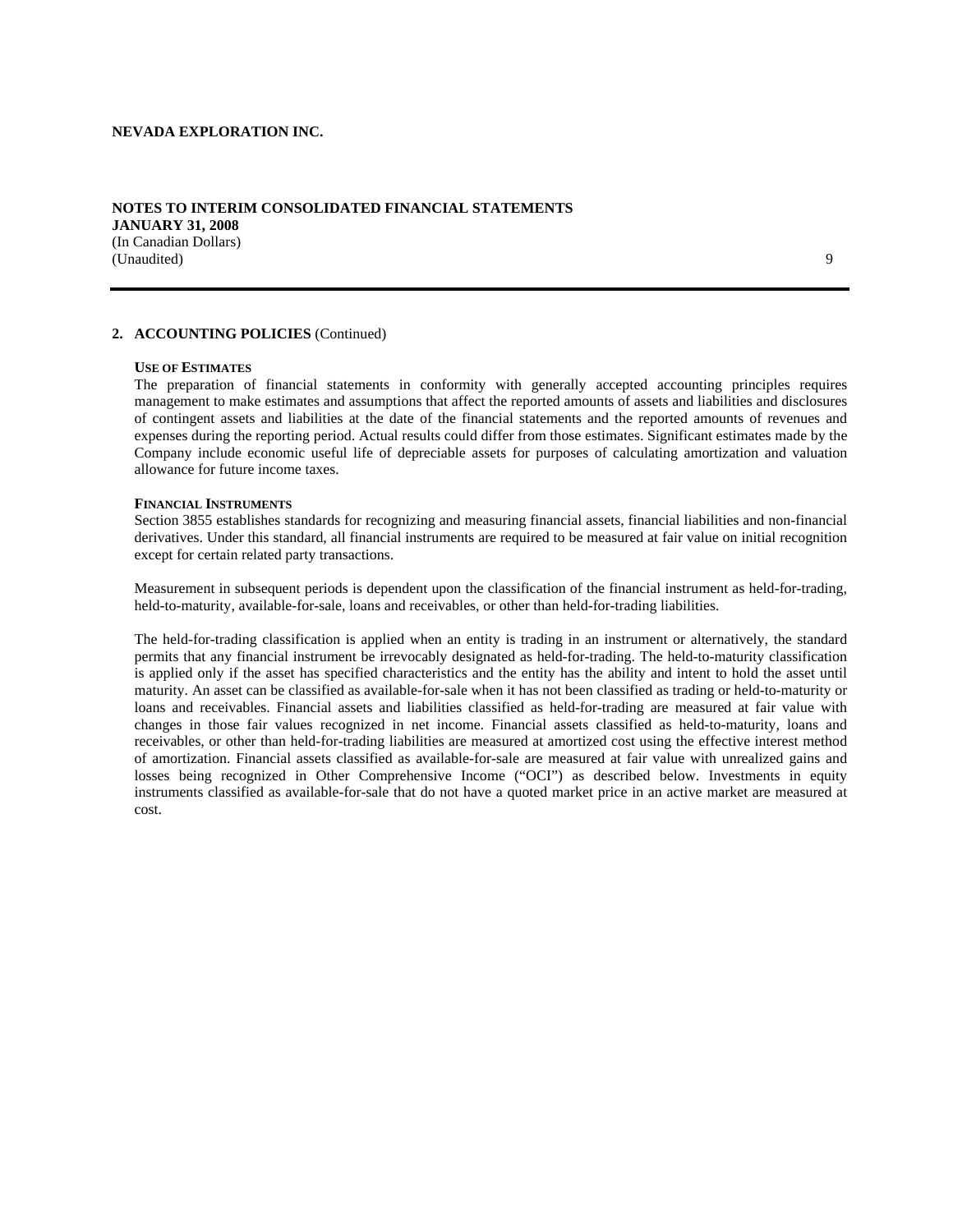## 2. ACCOUNTING POLICIES (Continued)

### USE OF ESTIMATES

The preparation of financial statements in conformity with generally accepted accounting principles requires management to make estimates and assumptions that affect the reported amounts of assets and liabilities and disclosures of contingent assets and liabilities at the date of the financial statements and the reported amounts of revenues and expenses during the reporting period. Actual results could differ from those estimates. Significant estimates made by the Company include economic useful life of depreciable assets for purposes of calculating amortization and valuation allowance for future income taxes.

### FINANCIAL INSTRUMENTS

Section 3855 establishes standards for recognizing and measuring financial assets, financial liabilities and non-financial derivatives. Under this standard, all financial instruments are required to be measured at fair value on initial recognition except for certain related party transactions.

Measurement in subsequent periods is dependent upon the classification of the financial instrument as held-for-trading, held-to-maturity, available-for-sale, loans and receivables, or other than held-for-trading liabilities.

The held-for-trading classification is applied when an entity is trading in an instrument or alternatively, the standard permits that any financial instrument be irrevocably designated as held-for-trading. The held-to-maturity classification is applied only if the asset has specified characteristics and the entity has the ability and intent to hold the asset until maturity. An asset can be classified as available-for-sale when it has not been classified as trading or held-to-maturity or loans and receivables. Financial assets and liabilities classified as held-for-trading are measured at fair value with changes in those fair values recognized in net income. Financial assets classified as held-to-maturity, loans and receivables, or other than held-for-trading liabilities are measured at amortized cost using the effective interest method of amortization. Financial assets classified as available-for-sale are measured at fair value with unrealized gains and losses being recognized in Other Comprehensive Income ("OCI") as described below. Investments in equity instruments classified as available-for-sale that do not have a quoted market price in an active market are measured at cost.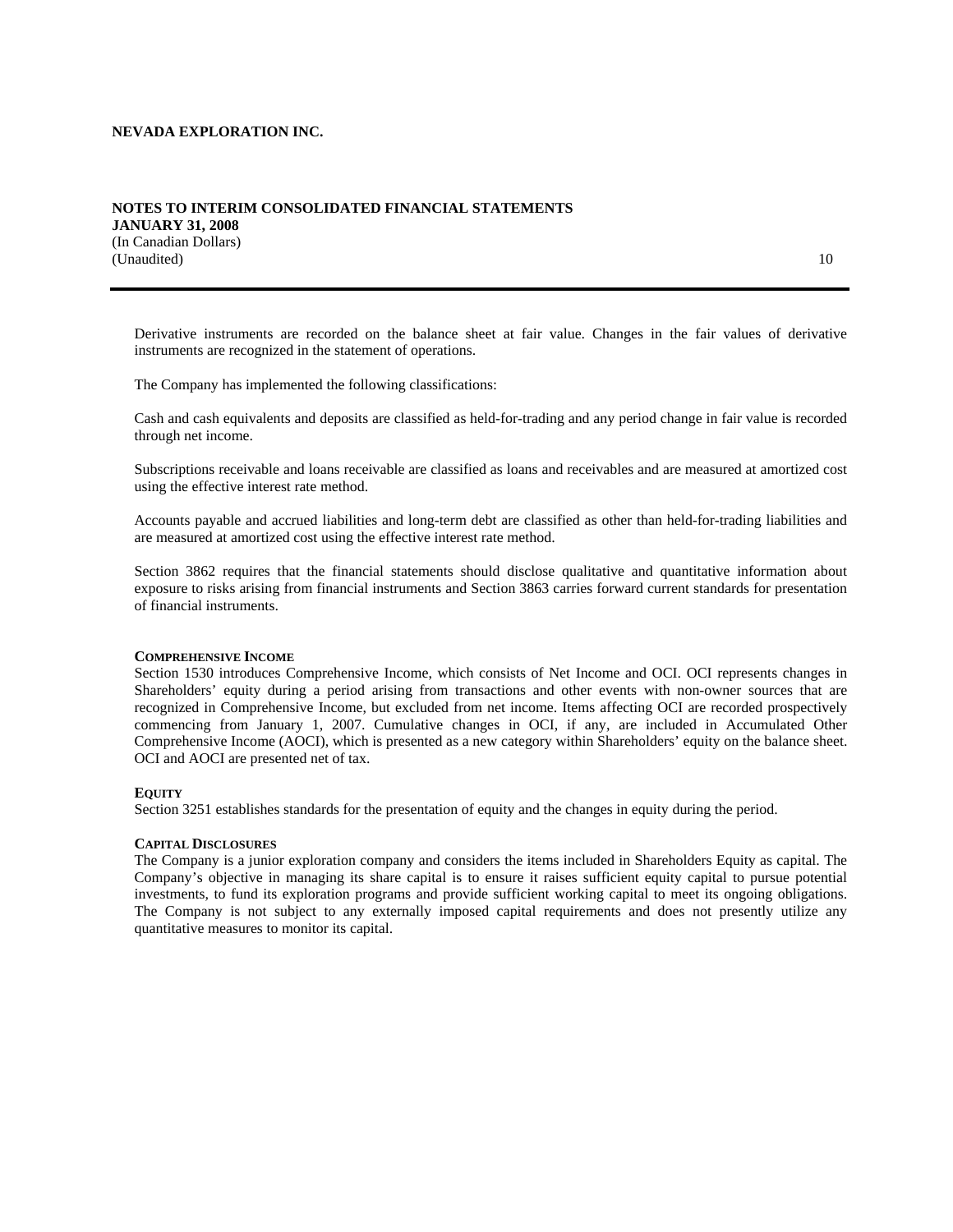Derivative instruments are recorded on the balance sheet at fair value. Changes in the fair values of derivative instruments are recognized in the statement of operations.

The Company has implemented the following classifications:

Cash and cash equivalents and deposits are classified as held-for-trading and any period change in fair value is recorded through net income.

Subscriptions receivable and loans receivable are classified as loans and receivables and are measured at amortized cost using the effective interest rate method.

Accounts payable and accrued liabilities and long-term debt are classified as other than held-for-trading liabilities and are measured at amortized cost using the effective interest rate method.

Section 3862 requires that the financial statements should disclose qualitative and quantitative information about exposure to risks arising from financial instruments and Section 3863 carries forward current standards for presentation of financial instruments.

**COMPREHENSIVE INCOME**

Section 1530 introduces Comprehensive Income, which consists of Net Income and OCI. OCI represents changes in Shareholders' equity during a period arising from transactions and other events with non-owner sources that are recognized in Comprehensive Income, but excluded from net income. Items affecting OCI are recorded prospectively commencing from January 1, 2007. Cumulative changes in OCI, if any, are included in Accumulated Other Comprehensive Income (AOCI), which is presented as a new category within Shareholders' equity on the balance sheet. OCI and AOCI are presented net of tax.

**EQUITY**

Section 3251 establishes standards for the presentation of equity and the changes in equity during the period.

**CAPITAL DISCLOSURES**

The Company is a junior exploration company and considers the items included in Shareholders Equity as capital. The Company's objective in managing its share capital is to ensure it raises sufficient equity capital to pursue potential investments, to fund its exploration programs and provide sufficient working capital to meet its ongoing obligations. The Company is not subject to any externally imposed capital requirements and does not presently utilize any quantitative measures to monitor its capital.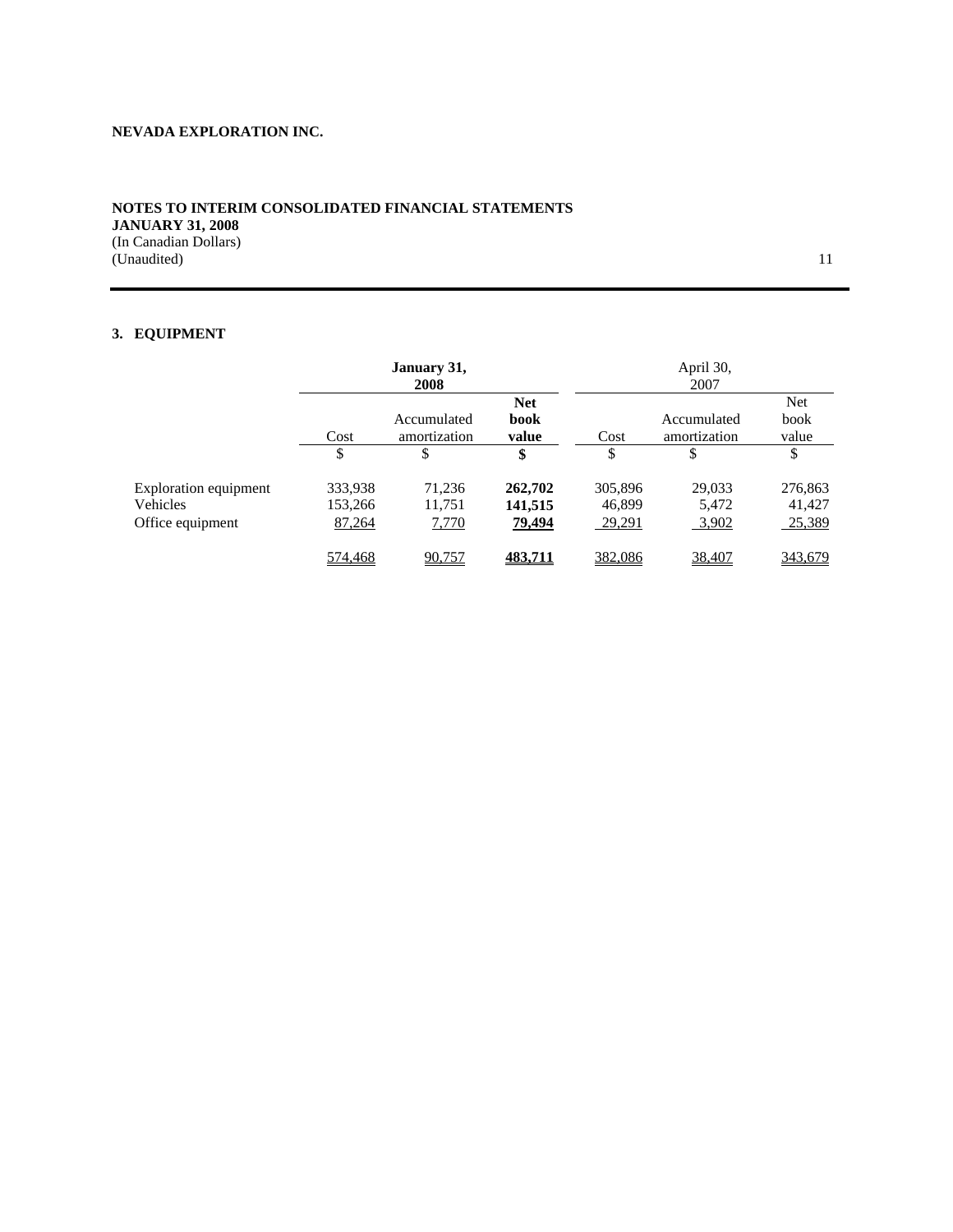**NEVADA EXPLORATION INC.**

**NOTES TO INTERIM CONSOLIDATED FINANCIAL STATEMENTS**
**JANUARY 31, 2008**
(In Canadian Dollars)
(Unaudited)

## 3. EQUIPMENT

| | **January 31, 2008** | | | April 30, 2007 | | |
|---|---|---|---|---|---|---|
| | Cost | Accumulated amortization | **Net book value** | Cost | Accumulated amortization | Net book value |
| | $ | $ | **$** | $ | $ | $ |
| Exploration equipment | 333,938 | 71,236 | **262,702** | 305,896 | 29,033 | 276,863 |
| Vehicles | 153,266 | 11,751 | **141,515** | 46,899 | 5,472 | 41,427 |
| Office equipment | 87,264 | 7,770 | **79,494** | 29,291 | 3,902 | 25,389 |
| | 574,468 | 90,757 | **483,711** | 382,086 | 38,407 | 343,679 |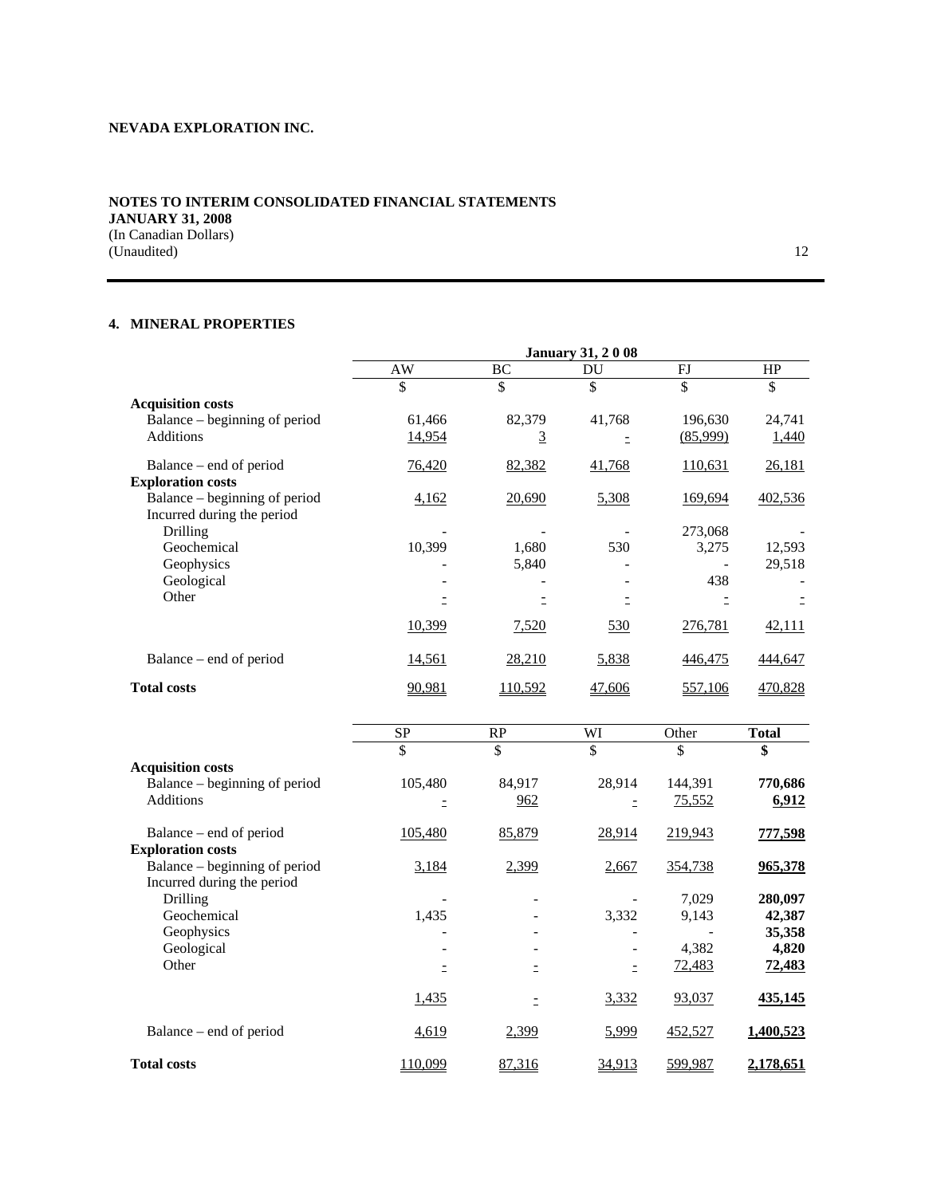NEVADA EXPLORATION INC.

NOTES TO INTERIM CONSOLIDATED FINANCIAL STATEMENTS
JANUARY 31, 2008
(In Canadian Dollars)
(Unaudited)

## 4. MINERAL PROPERTIES

| | January 31, 2 0 08 | | | | |
|---|---|---|---|---|---|
| | AW | BC | DU | FJ | HP |
| | $ | $ | $ | $ | $ |
| **Acquisition costs** | | | | | |
| Balance – beginning of period | 61,466 | 82,379 | 41,768 | 196,630 | 24,741 |
| Additions | 14,954 | 3 | - | (85,999) | 1,440 |
| Balance – end of period | 76,420 | 82,382 | 41,768 | 110,631 | 26,181 |
| **Exploration costs** | | | | | |
| Balance – beginning of period | 4,162 | 20,690 | 5,308 | 169,694 | 402,536 |
| Incurred during the period | | | | | |
| Drilling | - | - | - | 273,068 | - |
| Geochemical | 10,399 | 1,680 | 530 | 3,275 | 12,593 |
| Geophysics | - | 5,840 | - | - | 29,518 |
| Geological | - | - | - | 438 | - |
| Other | - | - | - | - | - |
| | 10,399 | 7,520 | 530 | 276,781 | 42,111 |
| Balance – end of period | 14,561 | 28,210 | 5,838 | 446,475 | 444,647 |
| **Total costs** | 90,981 | 110,592 | 47,606 | 557,106 | 470,828 |

| | SP | RP | WI | Other | **Total** |
|---|---|---|---|---|---|
| | $ | $ | $ | $ | **$** |
| **Acquisition costs** | | | | | |
| Balance – beginning of period | 105,480 | 84,917 | 28,914 | 144,391 | **770,686** |
| Additions | - | 962 | - | 75,552 | **6,912** |
| Balance – end of period | 105,480 | 85,879 | 28,914 | 219,943 | **777,598** |
| **Exploration costs** | | | | | |
| Balance – beginning of period | 3,184 | 2,399 | 2,667 | 354,738 | **965,378** |
| Incurred during the period | | | | | |
| Drilling | - | - | - | 7,029 | **280,097** |
| Geochemical | 1,435 | - | 3,332 | 9,143 | **42,387** |
| Geophysics | - | - | - | - | **35,358** |
| Geological | - | - | - | 4,382 | **4,820** |
| Other | - | - | - | 72,483 | **72,483** |
| | 1,435 | - | 3,332 | 93,037 | **435,145** |
| Balance – end of period | 4,619 | 2,399 | 5,999 | 452,527 | **1,400,523** |
| **Total costs** | 110,099 | 87,316 | 34,913 | 599,987 | **2,178,651** |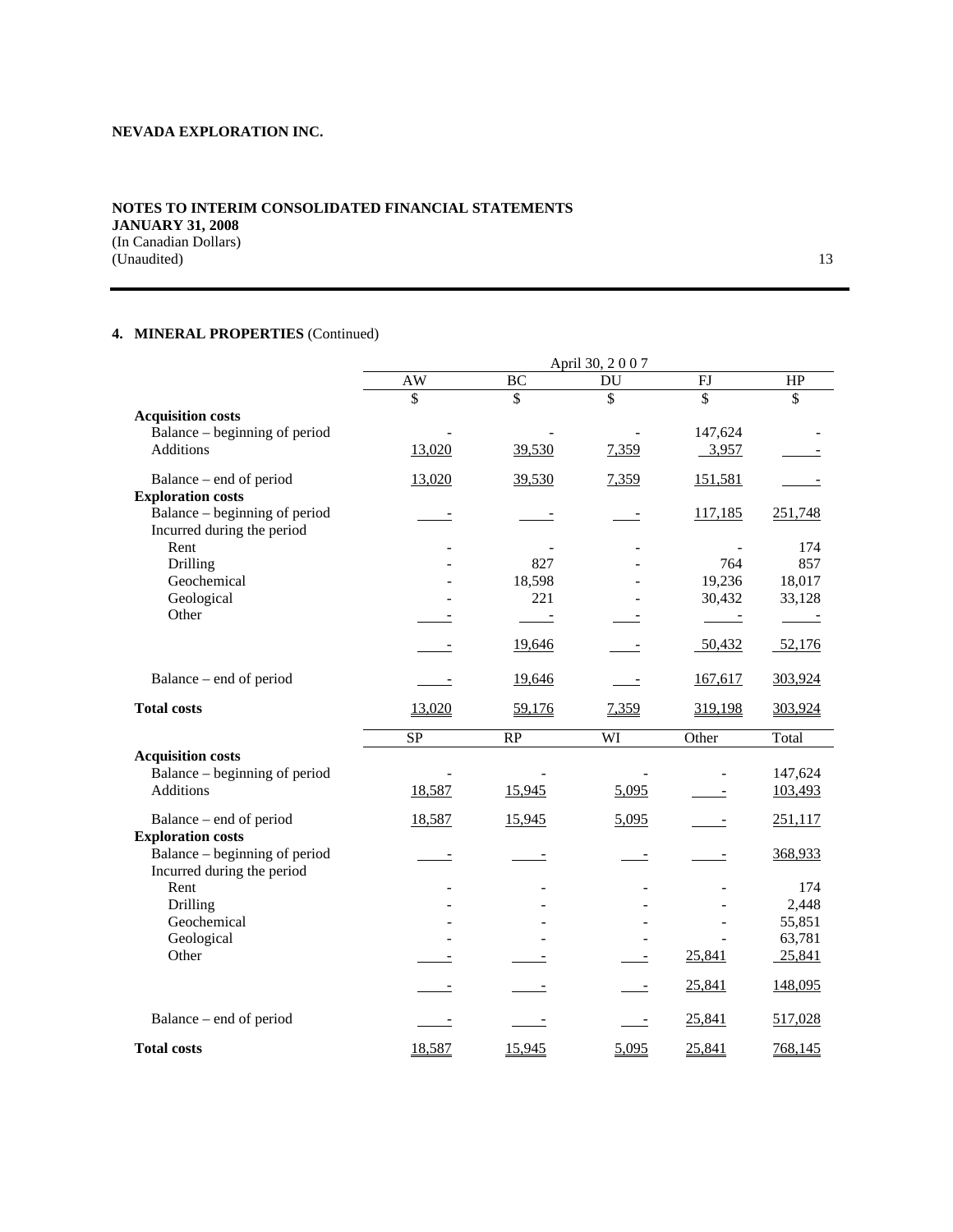**NEVADA EXPLORATION INC.**

**NOTES TO INTERIM CONSOLIDATED FINANCIAL STATEMENTS**
**JANUARY 31, 2008**
(In Canadian Dollars)
(Unaudited)

## 4. MINERAL PROPERTIES (Continued)

| | April 30, 2 0 0 7 | | | | |
|---|---|---|---|---|---|
| | AW | BC | DU | FJ | HP |
| | $ | $ | $ | $ | $ |
| **Acquisition costs** | | | | | |
| Balance – beginning of period | - | - | - | 147,624 | - |
| Additions | 13,020 | 39,530 | 7,359 | 3,957 | - |
| Balance – end of period | 13,020 | 39,530 | 7,359 | 151,581 | - |
| **Exploration costs** | | | | | |
| Balance – beginning of period | - | - | - | 117,185 | 251,748 |
| Incurred during the period | | | | | |
| Rent | - | - | - | - | 174 |
| Drilling | - | 827 | - | 764 | 857 |
| Geochemical | - | 18,598 | - | 19,236 | 18,017 |
| Geological | - | 221 | - | 30,432 | 33,128 |
| Other | - | - | - | - | - |
| | - | 19,646 | - | 50,432 | 52,176 |
| Balance – end of period | - | 19,646 | - | 167,617 | 303,924 |
| **Total costs** | 13,020 | 59,176 | 7,359 | 319,198 | 303,924 |

| | SP | RP | WI | Other | Total |
|---|---|---|---|---|---|
| **Acquisition costs** | | | | | |
| Balance – beginning of period | - | - | - | - | 147,624 |
| Additions | 18,587 | 15,945 | 5,095 | - | 103,493 |
| Balance – end of period | 18,587 | 15,945 | 5,095 | - | 251,117 |
| **Exploration costs** | | | | | |
| Balance – beginning of period | - | - | - | - | 368,933 |
| Incurred during the period | | | | | |
| Rent | - | - | - | - | 174 |
| Drilling | - | - | - | - | 2,448 |
| Geochemical | - | - | - | - | 55,851 |
| Geological | - | - | - | - | 63,781 |
| Other | - | - | - | 25,841 | 25,841 |
| | - | - | - | 25,841 | 148,095 |
| Balance – end of period | - | - | - | 25,841 | 517,028 |
| **Total costs** | 18,587 | 15,945 | 5,095 | 25,841 | 768,145 |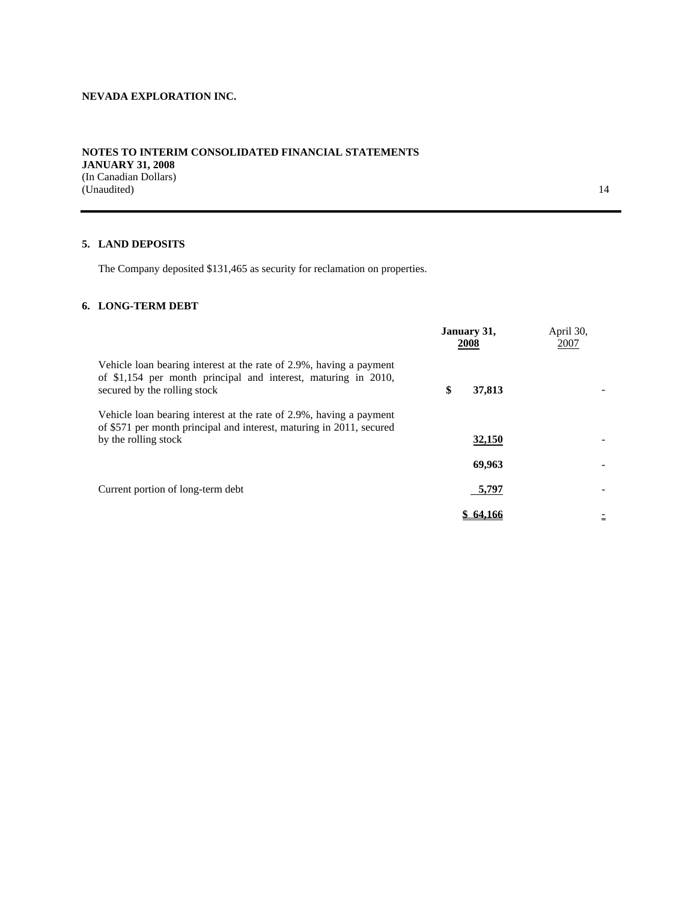**NEVADA EXPLORATION INC.**

**NOTES TO INTERIM CONSOLIDATED FINANCIAL STATEMENTS**
**JANUARY 31, 2008**
(In Canadian Dollars)
(Unaudited)

## 5. LAND DEPOSITS

The Company deposited $131,465 as security for reclamation on properties.

## 6. LONG-TERM DEBT

| | January 31, 2008 | April 30, 2007 |
|---|---|---|
| Vehicle loan bearing interest at the rate of 2.9%, having a payment of $1,154 per month principal and interest, maturing in 2010, secured by the rolling stock | $ 37,813 | - |
| Vehicle loan bearing interest at the rate of 2.9%, having a payment of $571 per month principal and interest, maturing in 2011, secured by the rolling stock | 32,150 | - |
| | 69,963 | - |
| Current portion of long-term debt | 5,797 | - |
| | $ 64,166 | - |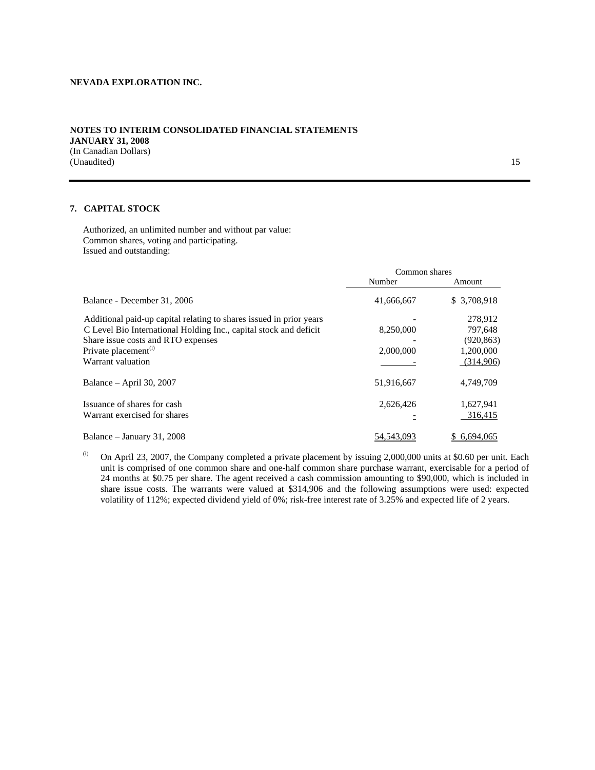**NEVADA EXPLORATION INC.**

**NOTES TO INTERIM CONSOLIDATED FINANCIAL STATEMENTS**
**JANUARY 31, 2008**
(In Canadian Dollars)
(Unaudited)

## 7. CAPITAL STOCK

Authorized, an unlimited number and without par value:
Common shares, voting and participating.
Issued and outstanding:

| | Common shares | |
|---|---|---|
| | Number | Amount |
| Balance - December 31, 2006 | 41,666,667 | $ 3,708,918 |
| Additional paid-up capital relating to shares issued in prior years | - | 278,912 |
| C Level Bio International Holding Inc., capital stock and deficit | 8,250,000 | 797,648 |
| Share issue costs and RTO expenses | - | (920,863) |
| Private placement[(i)] | 2,000,000 | 1,200,000 |
| Warrant valuation | - | (314,906) |
| Balance – April 30, 2007 | 51,916,667 | 4,749,709 |
| Issuance of shares for cash | 2,626,426 | 1,627,941 |
| Warrant exercised for shares | - | 316,415 |
| Balance – January 31, 2008 | 54,543,093 | $ 6,694,065 |

(i) On April 23, 2007, the Company completed a private placement by issuing 2,000,000 units at $0.60 per unit. Each unit is comprised of one common share and one-half common share purchase warrant, exercisable for a period of 24 months at $0.75 per share. The agent received a cash commission amounting to $90,000, which is included in share issue costs. The warrants were valued at $314,906 and the following assumptions were used: expected volatility of 112%; expected dividend yield of 0%; risk-free interest rate of 3.25% and expected life of 2 years.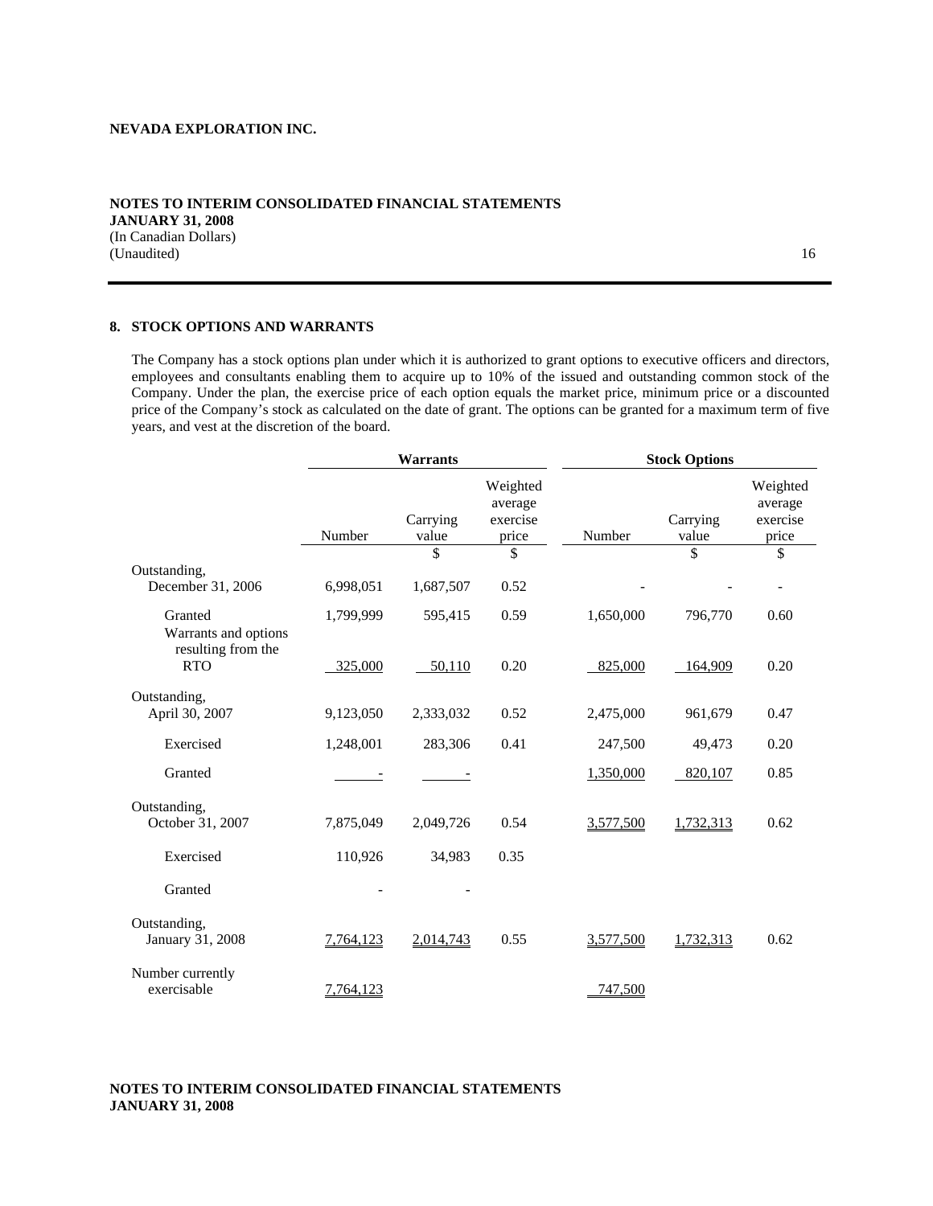# NEVADA EXPLORATION INC.

**NOTES TO INTERIM CONSOLIDATED FINANCIAL STATEMENTS**
**JANUARY 31, 2008**
(In Canadian Dollars)
(Unaudited)

## 8. STOCK OPTIONS AND WARRANTS

The Company has a stock options plan under which it is authorized to grant options to executive officers and directors, employees and consultants enabling them to acquire up to 10% of the issued and outstanding common stock of the Company. Under the plan, the exercise price of each option equals the market price, minimum price or a discounted price of the Company's stock as calculated on the date of grant. The options can be granted for a maximum term of five years, and vest at the discretion of the board.

| | Warrants | | | Stock Options | | |
|---|---|---|---|---|---|---|
| | Number | Carrying value | Weighted average exercise price | Number | Carrying value | Weighted average exercise price |
| | | $ | $ | | $ | $ |
| Outstanding, December 31, 2006 | 6,998,051 | 1,687,507 | 0.52 | - | - | - |
| Granted | 1,799,999 | 595,415 | 0.59 | 1,650,000 | 796,770 | 0.60 |
| Warrants and options resulting from the RTO | 325,000 | 50,110 | 0.20 | 825,000 | 164,909 | 0.20 |
| Outstanding, April 30, 2007 | 9,123,050 | 2,333,032 | 0.52 | 2,475,000 | 961,679 | 0.47 |
| Exercised | 1,248,001 | 283,306 | 0.41 | 247,500 | 49,473 | 0.20 |
| Granted | - | - | | 1,350,000 | 820,107 | 0.85 |
| Outstanding, October 31, 2007 | 7,875,049 | 2,049,726 | 0.54 | 3,577,500 | 1,732,313 | 0.62 |
| Exercised | 110,926 | 34,983 | 0.35 | | | |
| Granted | - | - | | | | |
| Outstanding, January 31, 2008 | 7,764,123 | 2,014,743 | 0.55 | 3,577,500 | 1,732,313 | 0.62 |
| Number currently exercisable | 7,764,123 | | | 747,500 | | |

**NOTES TO INTERIM CONSOLIDATED FINANCIAL STATEMENTS**
**JANUARY 31, 2008**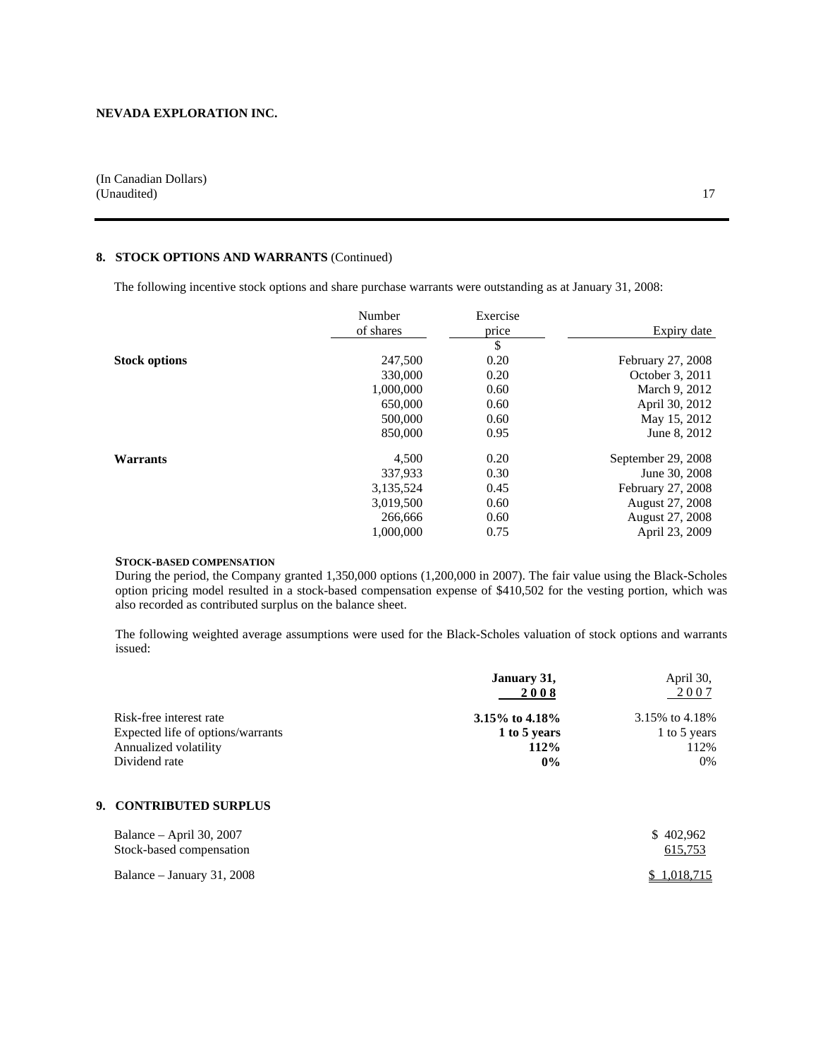**NEVADA EXPLORATION INC.**

(In Canadian Dollars)
(Unaudited)

## 8. STOCK OPTIONS AND WARRANTS (Continued)

The following incentive stock options and share purchase warrants were outstanding as at January 31, 2008:

| | Number of shares | Exercise price | Expiry date |
|---|---|---|---|
| | | $ | |
| **Stock options** | 247,500 | 0.20 | February 27, 2008 |
| | 330,000 | 0.20 | October 3, 2011 |
| | 1,000,000 | 0.60 | March 9, 2012 |
| | 650,000 | 0.60 | April 30, 2012 |
| | 500,000 | 0.60 | May 15, 2012 |
| | 850,000 | 0.95 | June 8, 2012 |
| **Warrants** | 4,500 | 0.20 | September 29, 2008 |
| | 337,933 | 0.30 | June 30, 2008 |
| | 3,135,524 | 0.45 | February 27, 2008 |
| | 3,019,500 | 0.60 | August 27, 2008 |
| | 266,666 | 0.60 | August 27, 2008 |
| | 1,000,000 | 0.75 | April 23, 2009 |

**STOCK-BASED COMPENSATION**

During the period, the Company granted 1,350,000 options (1,200,000 in 2007). The fair value using the Black-Scholes option pricing model resulted in a stock-based compensation expense of $410,502 for the vesting portion, which was also recorded as contributed surplus on the balance sheet.

The following weighted average assumptions were used for the Black-Scholes valuation of stock options and warrants issued:

| | **January 31, 2008** | April 30, 2007 |
|---|---|---|
| Risk-free interest rate | **3.15% to 4.18%** | 3.15% to 4.18% |
| Expected life of options/warrants | **1 to 5 years** | 1 to 5 years |
| Annualized volatility | **112%** | 112% |
| Dividend rate | **0%** | 0% |

## 9. CONTRIBUTED SURPLUS

| | |
|---|---|
| Balance – April 30, 2007 | $ 402,962 |
| Stock-based compensation | 615,753 |
| Balance – January 31, 2008 | $ 1,018,715 |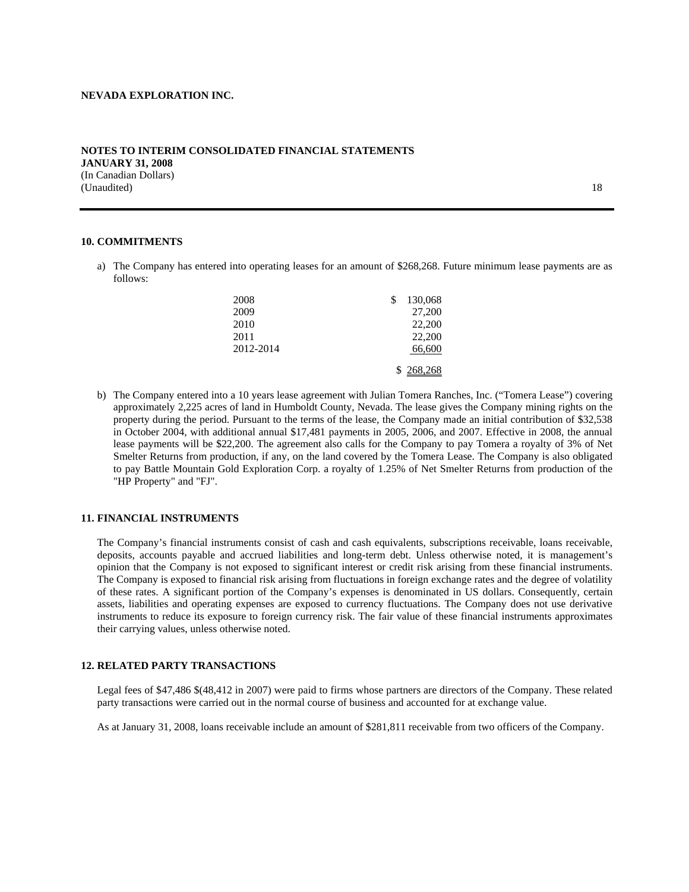**NEVADA EXPLORATION INC.**

**NOTES TO INTERIM CONSOLIDATED FINANCIAL STATEMENTS**
**JANUARY 31, 2008**
(In Canadian Dollars)
(Unaudited)

## 10. COMMITMENTS

a) The Company has entered into operating leases for an amount of $268,268. Future minimum lease payments are as follows:

| | |
|---|---|
| 2008 | $ 130,068 |
| 2009 | 27,200 |
| 2010 | 22,200 |
| 2011 | 22,200 |
| 2012-2014 | 66,600 |
| | $ 268,268 |

b) The Company entered into a 10 years lease agreement with Julian Tomera Ranches, Inc. ("Tomera Lease") covering approximately 2,225 acres of land in Humboldt County, Nevada. The lease gives the Company mining rights on the property during the period. Pursuant to the terms of the lease, the Company made an initial contribution of $32,538 in October 2004, with additional annual $17,481 payments in 2005, 2006, and 2007. Effective in 2008, the annual lease payments will be $22,200. The agreement also calls for the Company to pay Tomera a royalty of 3% of Net Smelter Returns from production, if any, on the land covered by the Tomera Lease. The Company is also obligated to pay Battle Mountain Gold Exploration Corp. a royalty of 1.25% of Net Smelter Returns from production of the "HP Property" and "FJ".

## 11. FINANCIAL INSTRUMENTS

The Company's financial instruments consist of cash and cash equivalents, subscriptions receivable, loans receivable, deposits, accounts payable and accrued liabilities and long-term debt. Unless otherwise noted, it is management's opinion that the Company is not exposed to significant interest or credit risk arising from these financial instruments. The Company is exposed to financial risk arising from fluctuations in foreign exchange rates and the degree of volatility of these rates. A significant portion of the Company's expenses is denominated in US dollars. Consequently, certain assets, liabilities and operating expenses are exposed to currency fluctuations. The Company does not use derivative instruments to reduce its exposure to foreign currency risk. The fair value of these financial instruments approximates their carrying values, unless otherwise noted.

## 12. RELATED PARTY TRANSACTIONS

Legal fees of $47,486 $(48,412 in 2007) were paid to firms whose partners are directors of the Company. These related party transactions were carried out in the normal course of business and accounted for at exchange value.

As at January 31, 2008, loans receivable include an amount of $281,811 receivable from two officers of the Company.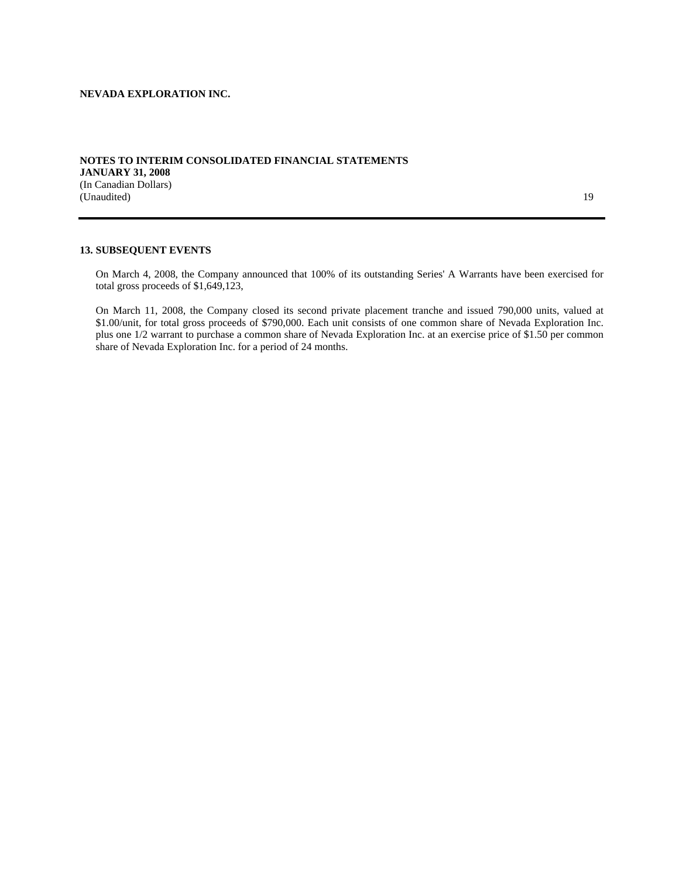## 13. SUBSEQUENT EVENTS

On March 4, 2008, the Company announced that 100% of its outstanding Series' A Warrants have been exercised for total gross proceeds of $1,649,123,

On March 11, 2008, the Company closed its second private placement tranche and issued 790,000 units, valued at $1.00/unit, for total gross proceeds of $790,000. Each unit consists of one common share of Nevada Exploration Inc. plus one 1/2 warrant to purchase a common share of Nevada Exploration Inc. at an exercise price of $1.50 per common share of Nevada Exploration Inc. for a period of 24 months.